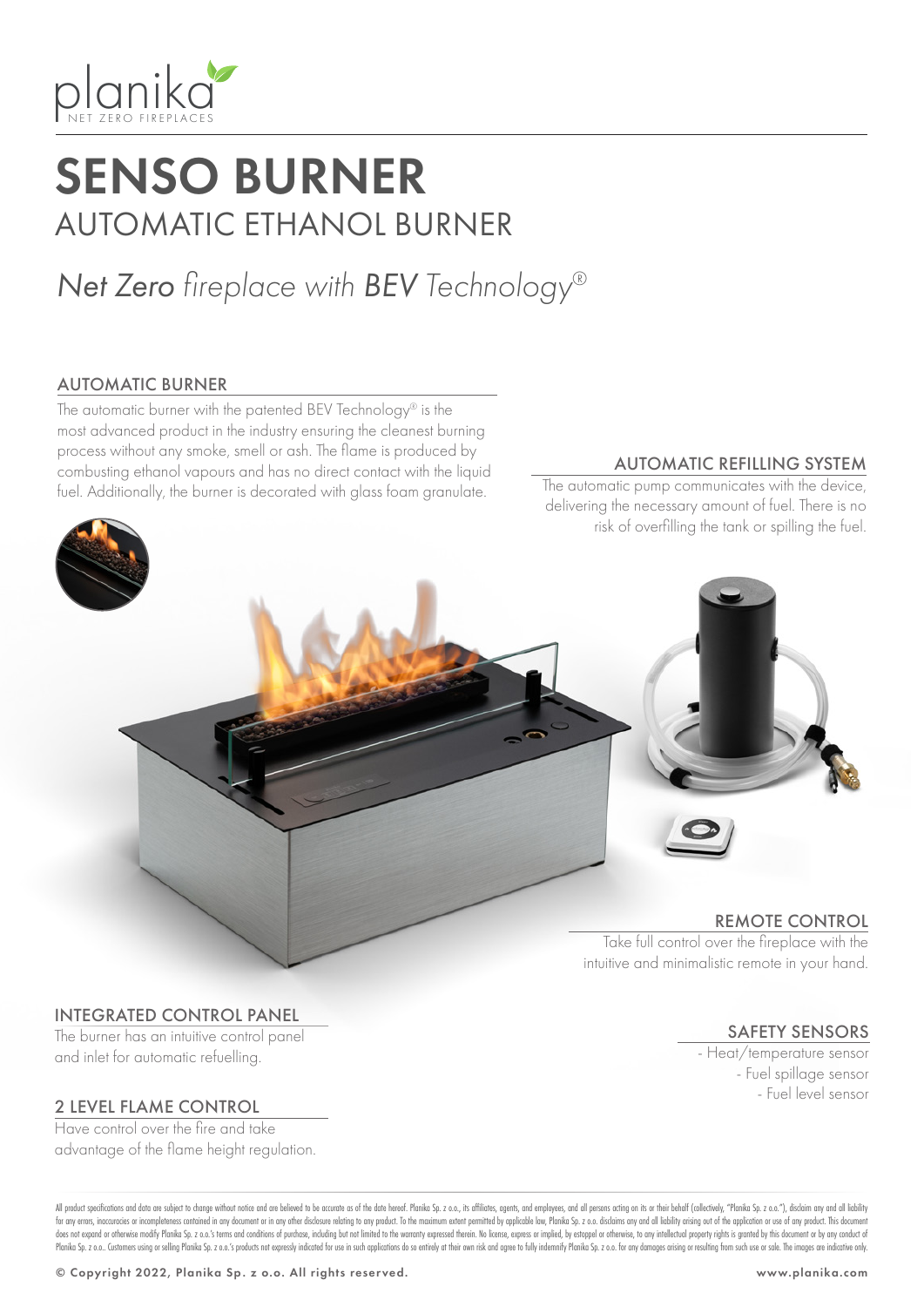planika
NET ZERO FIREPLACES

# SENSO BURNER

## AUTOMATIC ETHANOL BURNER

*Net Zero fireplace with BEV Technology®*

### AUTOMATIC BURNER

The automatic burner with the patented BEV Technology® is the most advanced product in the industry ensuring the cleanest burning process without any smoke, smell or ash. The flame is produced by combusting ethanol vapours and has no direct contact with the liquid fuel. Additionally, the burner is decorated with glass foam granulate.

### AUTOMATIC REFILLING SYSTEM

The automatic pump communicates with the device, delivering the necessary amount of fuel. There is no risk of overfilling the tank or spilling the fuel.

### REMOTE CONTROL

Take full control over the fireplace with the intuitive and minimalistic remote in your hand.

### INTEGRATED CONTROL PANEL

The burner has an intuitive control panel and inlet for automatic refuelling.

### SAFETY SENSORS

- Heat/temperature sensor
- Fuel spillage sensor
- Fuel level sensor

### 2 LEVEL FLAME CONTROL

Have control over the fire and take advantage of the flame height regulation.

All product specifications and data are subject to change without notice and are believed to be accurate as of the date hereof. Planika Sp. z o.o., its affiliates, agents, and employees, and all persons acting on its or their behalf (collectively, "Planika Sp. z o.o."), disclaim any and all liability for any errors, inaccuracies or incompleteness contained in any document or in any other disclosure relating to any product. To the maximum extent permitted by applicable law, Planika Sp. z o.o. disclaims any and all liability arising out of the application or use of any product. This document does not expand or otherwise modify Planika Sp. z o.o.'s terms and conditions of purchase, including but not limited to the warranty expressed therein. No license, express or implied, by estoppel or otherwise, to any intellectual property rights is granted by this document or by any conduct of Planika Sp. z o.o.. Customers using or selling Planika Sp. z o.o.'s products not expressly indicated for use in such applications do so entirely at their own risk and agree to fully indemnify Planika Sp. z o.o. for any damages arising or resulting from such use or sale. The images are indicative only.

© Copyright 2022, Planika Sp. z o.o. All rights reserved.

www.planika.com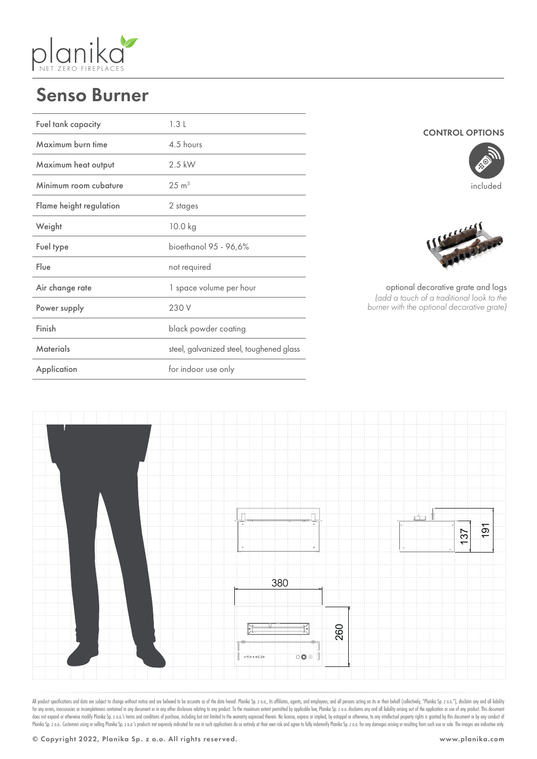# Senso Burner

| | |
|---|---|
| Fuel tank capacity | 1.3 L |
| Maximum burn time | 4.5 hours |
| Maximum heat output | 2.5 kW |
| Minimum room cubature | 25 $m^3$ |
| Flame height regulation | 2 stages |
| Weight | 10.0 kg |
| Fuel type | bioethanol 95 - 96,6% |
| Flue | not required |
| Air change rate | 1 space volume per hour |
| Power supply | 230 V |
| Finish | black powder coating |
| Materials | steel, galvanized steel, toughened glass |
| Application | for indoor use only |

**CONTROL OPTIONS**

included

optional decorative grate and logs
*(add a touch of a traditional look to the burner with the optional decorative grate)*

380

260

137

191

All product specifications and data are subject to change without notice and are believed to be accurate as of the date hereof. Planika Sp. z o.o., its affiliates, agents, and employees, and all persons acting on its or their behalf (collectively, "Planika Sp. z o.o."), disclaim any and all liability for any errors, inaccuracies or incompleteness contained in any document or in any other disclosure relating to any product. To the maximum extent permitted by applicable law, Planika Sp. z o.o. disclaims any and all liability arising out of the application or use of any product. This document does not expand or otherwise modify Planika Sp. z o.o.'s terms and conditions of purchase, including but not limited to the warranty expressed therein. No license, express or implied, by estoppel or otherwise, to any intellectual property rights is granted by this document or by any conduct of Planika Sp. z o.o.. Customers using or selling Planika Sp. z o.o.'s products not expressly indicated for use in such applications do so entirely at their own risk and agree to fully indemnify Planika Sp. z o.o. for any damages arising or resulting from such use or sale. The images are indicative only.

© Copyright 2022, Planika Sp. z o.o. All rights reserved. www.planika.com